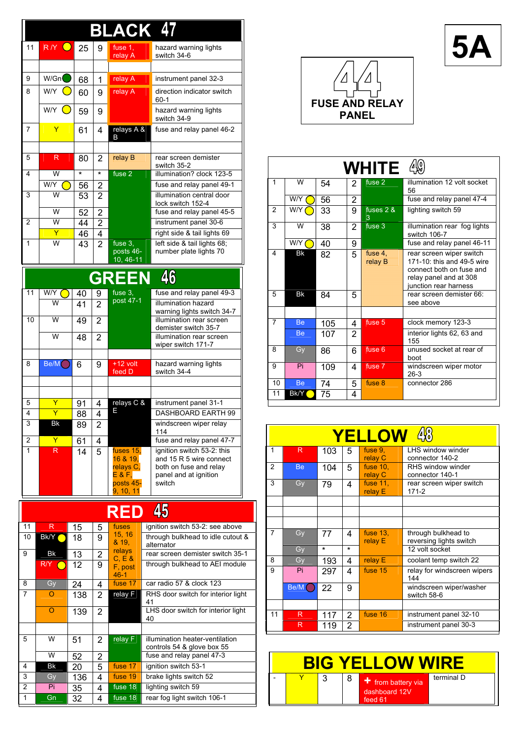# 5A

# 44 FUSE AND RELAY PANEL

## BLACK 47

| Pin | Colour | Wire | Size | Fuse/Relay | Connects to |
|---|---|---|---|---|---|
| 11 | R/Y | 25 | 9 | fuse 1, relay A | hazard warning lights switch 34-6 |
| | | | | | |
| 9 | W/Gn | 68 | 1 | relay A | instrument panel 32-3 |
| 8 | W/Y | 60 | 9 | relay A | direction indicator switch 60-1 |
| | W/Y | 59 | 9 | | hazard warning lights switch 34-9 |
| 7 | Y | 61 | 4 | relays A & B | fuse and relay panel 46-2 |
| | | | | | |
| 5 | R | 80 | 2 | relay B | rear screen demister switch 35-2 |
| 4 | W | * | * | fuse 2 | illumination? clock 123-5 |
| | W/Y | 56 | 2 | | fuse and relay panel 49-1 |
| 3 | W | 53 | 2 | | illumination central door lock switch 152-4 |
| | W | 52 | 2 | | fuse and relay panel 45-5 |
| 2 | W | 44 | 2 | | instrument panel 30-6 |
| | Y | 46 | 4 | | right side & tail lights 69 |
| 1 | W | 43 | 2 | fuse 3, posts 46-10, 46-11 | left side & tail lights 68; number plate lights 70 |

## GREEN 46

| Pin | Colour | Wire | Size | Fuse/Relay | Connects to |
|---|---|---|---|---|---|
| 11 | W/Y | 40 | 9 | fuse 3, post 47-1 | fuse and relay panel 49-3 |
| | W | 41 | 2 | | illumination hazard warning lights switch 34-7 |
| 10 | W | 49 | 2 | | illumination rear screen demister switch 35-7 |
| | W | 48 | 2 | | illumination rear screen wiper switch 171-7 |
| | | | | | |
| 8 | Be/M | 6 | 9 | +12 volt feed D | hazard warning lights switch 34-4 |
| | | | | | |
| | | | | | |
| 5 | Y | 91 | 4 | relays C & E | instrument panel 31-1 |
| 4 | Y | 88 | 4 | | DASHBOARD EARTH 99 |
| 3 | Bk | 89 | 2 | | windscreen wiper relay 114 |
| 2 | Y | 61 | 4 | | fuse and relay panel 47-7 |
| 1 | R | 14 | 5 | fuses 15, 16 & 19, relays C, E & F, posts 45-9, 10, 11 | ignition switch 53-2: this and 15 R 5 wire connect both on fuse and relay panel and at ignition switch |

## RED 45

| Pin | Colour | Wire | Size | Fuse/Relay | Connects to |
|---|---|---|---|---|---|
| 11 | R | 15 | 5 | fuses 15, 16 & 19, relays C, E & F, post 46-1 | ignition switch 53-2: see above |
| 10 | Bk/Y | 18 | 9 | | through bulkhead to idle cutout & alternator |
| 9 | Bk | 13 | 2 | | rear screen demister switch 35-1 |
| | R/Y | 12 | 9 | | through bulkhead to AEI module |
| 8 | Gy | 24 | 4 | fuse 17 | car radio 57 & clock 123 |
| 7 | O | 138 | 2 | relay F | RHS door switch for interior light 41 |
| | O | 139 | 2 | | LHS door switch for interior light 40 |
| | | | | | |
| 5 | W | 51 | 2 | relay F | illumination heater-ventilation controls 54 & glove box 55 |
| | W | 52 | 2 | | fuse and relay panel 47-3 |
| 4 | Bk | 20 | 5 | fuse 17 | ignition switch 53-1 |
| 3 | Gy | 136 | 4 | fuse 19 | brake lights switch 52 |
| 2 | Pi | 35 | 4 | fuse 18 | lighting switch 59 |
| 1 | Gn | 32 | 4 | fuse 18 | rear fog light switch 106-1 |

## WHITE 49

| Pin | Colour | Wire | Size | Fuse/Relay | Connects to |
|---|---|---|---|---|---|
| 1 | W | 54 | 2 | fuse 2 | illumination 12 volt socket 56 |
| | W/Y | 56 | 2 | | fuse and relay panel 47-4 |
| 2 | W/Y | 33 | 9 | fuses 2 & 3 | lighting switch 59 |
| 3 | W | 38 | 2 | fuse 3 | illumination rear fog lights switch 106-7 |
| | W/Y | 40 | 9 | | fuse and relay panel 46-11 |
| 4 | Bk | 82 | 5 | fuse 4, relay B | rear screen wiper switch 171-10: this and 49-5 wire connect both on fuse and relay panel and at 308 junction rear harness |
| 5 | Bk | 84 | 5 | | rear screen demister 66: see above |
| | | | | | |
| 7 | Be | 105 | 4 | fuse 5 | clock memory 123-3 |
| | Be | 107 | 2 | | interior lights 62, 63 and 155 |
| 8 | Gy | 86 | 6 | fuse 6 | unused socket at rear of boot |
| 9 | Pi | 109 | 4 | fuse 7 | windscreen wiper motor 26-3 |
| 10 | Be | 74 | 5 | fuse 8 | connector 286 |
| 11 | Bk/Y | 75 | 4 | | |

## YELLOW 48

| Pin | Colour | Wire | Size | Fuse/Relay | Connects to |
|---|---|---|---|---|---|
| 1 | R | 103 | 5 | fuse 9, relay C | LHS window winder connector 140-2 |
| 2 | Be | 104 | 5 | fuse 10, relay C | RHS window winder connector 140-1 |
| 3 | Gy | 79 | 4 | fuse 11, relay E | rear screen wiper switch 171-2 |
| | | | | | |
| | | | | | |
| | | | | | |
| 7 | Gy | 77 | 4 | fuse 13, relay E | through bulkhead to reversing lights switch |
| | Gy | * | * | | 12 volt socket |
| 8 | Gy | 193 | 4 | relay E | coolant temp switch 22 |
| 9 | Pi | 297 | 4 | fuse 15 | relay for windscreen wipers 144 |
| | Be/M | 22 | 9 | | windscreen wiper/washer switch 58-6 |
| | | | | | |
| 11 | R | 117 | 2 | fuse 16 | instrument panel 32-10 |
| | R | 119 | 2 | | instrument panel 30-3 |

## BIG YELLOW WIRE

| Pin | Colour | Wire | Size | Fuse/Relay | Connects to |
|---|---|---|---|---|---|
| - | Y | 3 | 8 | + from battery via dashboard 12V feed 61 | terminal D |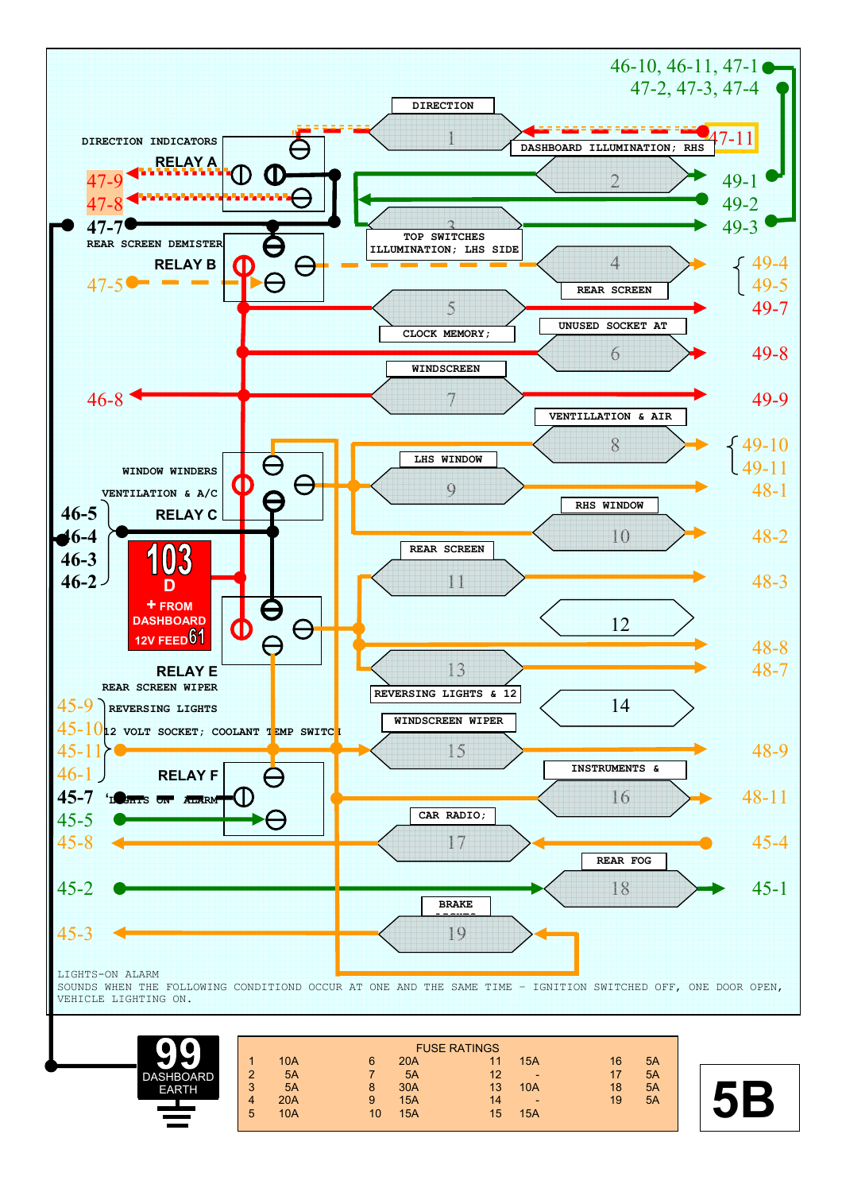DIRECTION INDICATORS

RELAY A

47-9

47-8

47-7

REAR SCREEN DEMISTER

RELAY B

47-5

46-8

WINDOW WINDERS

VENTILATION & A/C

RELAY C

46-5

46-4

46-3

46-2

103

D

+ FROM DASHBOARD 12V FEED 61

RELAY E

REAR SCREEN WIPER

45-9 REVERSING LIGHTS

45-10 12 VOLT SOCKET; COOLANT TEMP SWITCH

45-11

46-1

RELAY F

45-7 'LIGHTS ON' ALARM

45-5

45-8

45-2

45-3

46-10, 46-11, 47-1

47-2, 47-3, 47-4

47-11

49-1

49-2

49-3

49-4

49-5

49-7

49-8

49-9

49-10

49-11

48-1

48-2

48-3

48-8

48-7

48-9

48-11

45-4

45-1

1 DIRECTION

DASHBOARD ILLUMINATION; RHS

2

3 TOP SWITCHES ILLUMINATION; LHS SIDE

4 REAR SCREEN

5 CLOCK MEMORY;

UNUSED SOCKET AT

6

WINDSCREEN

7

VENTILATION & AIR

8

LHS WINDOW

9

RHS WINDOW

10

REAR SCREEN

11

12

13 REVERSING LIGHTS & 12

14

WINDSCREEN WIPER

15

INSTRUMENTS &

16

CAR RADIO;

17

REAR FOG

18

BRAKE LIGHTS

19

LIGHTS-ON ALARM
SOUNDS WHEN THE FOLLOWING CONDITIOND OCCUR AT ONE AND THE SAME TIME - IGNITION SWITCHED OFF, ONE DOOR OPEN, VEHICLE LIGHTING ON.

99 DASHBOARD EARTH

FUSE RATINGS

| | | | | | | | |
|---|---|---|---|---|---|---|---|
| 1 | 10A | 6 | 20A | 11 | 15A | 16 | 5A |
| 2 | 5A | 7 | 5A | 12 | - | 17 | 5A |
| 3 | 5A | 8 | 30A | 13 | 10A | 18 | 5A |
| 4 | 20A | 9 | 15A | 14 | - | 19 | 5A |
| 5 | 10A | 10 | 15A | 15 | 15A | | |

5B